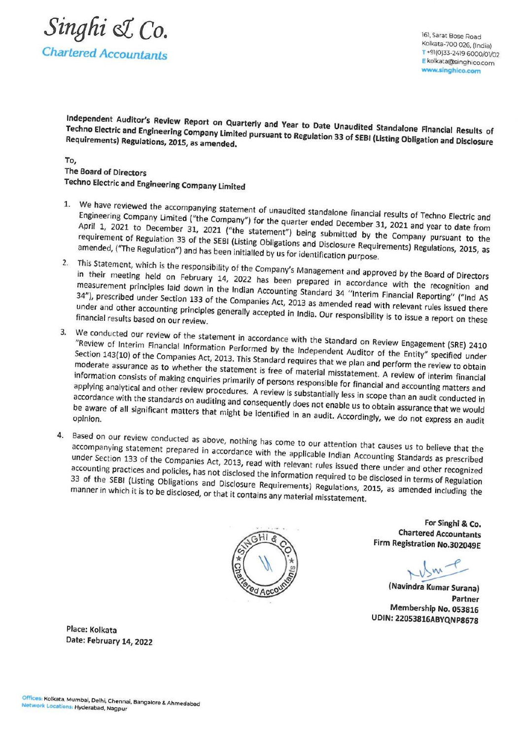# Singhi & Co.

**Chartered Accountants**

161, Sarat Bose Road
Kolkata-700 026, (India)
T +91(0)33-2419 6000/01/02
E kolkata@singhico.com
www.singhico.com

**Independent Auditor's Review Report on Quarterly and Year to Date Unaudited Standalone Financial Results of Techno Electric and Engineering Company Limited pursuant to Regulation 33 of SEBI (Listing Obligation and Disclosure Requirements) Regulations, 2015, as amended.**

To,
The Board of Directors
Techno Electric and Engineering Company Limited

1. We have reviewed the accompanying statement of unaudited standalone financial results of Techno Electric and Engineering Company Limited ("the Company") for the quarter ended December 31, 2021 and year to date from April 1, 2021 to December 31, 2021 ("the statement") being submitted by the Company pursuant to the requirement of Regulation 33 of the SEBI (Listing Obligations and Disclosure Requirements) Regulations, 2015, as amended, ("The Regulation") and has been initialled by us for identification purpose.

2. This Statement, which is the responsibility of the Company's Management and approved by the Board of Directors in their meeting held on February 14, 2022 has been prepared in accordance with the recognition and measurement principles laid down in the Indian Accounting Standard 34 "Interim Financial Reporting" ("Ind AS 34"), prescribed under Section 133 of the Companies Act, 2013 as amended read with relevant rules issued there under and other accounting principles generally accepted in India. Our responsibility is to issue a report on these financial results based on our review.

3. We conducted our review of the statement in accordance with the Standard on Review Engagement (SRE) 2410 "Review of Interim Financial Information Performed by the Independent Auditor of the Entity" specified under Section 143(10) of the Companies Act, 2013. This Standard requires that we plan and perform the review to obtain moderate assurance as to whether the statement is free of material misstatement. A review of interim financial information consists of making enquiries primarily of persons responsible for financial and accounting matters and applying analytical and other review procedures. A review is substantially less in scope than an audit conducted in accordance with the standards on auditing and consequently does not enable us to obtain assurance that we would be aware of all significant matters that might be identified in an audit. Accordingly, we do not express an audit opinion.

4. Based on our review conducted as above, nothing has come to our attention that causes us to believe that the accompanying statement prepared in accordance with the applicable Indian Accounting Standards as prescribed under Section 133 of the Companies Act, 2013, read with relevant rules issued there under and other recognized accounting practices and policies, has not disclosed the information required to be disclosed in terms of Regulation 33 of the SEBI (Listing Obligations and Disclosure Requirements) Regulations, 2015, as amended including the manner in which it is to be disclosed, or that it contains any material misstatement.

For Singhi & Co.
Chartered Accountants
Firm Registration No.302049E

(Navindra Kumar Surana)
Partner
Membership No. 053816
UDIN: 22053816ABYQNP8678

Place: Kolkata
Date: February 14, 2022

Offices: Kolkata, Mumbai, Delhi, Chennai, Bangalore & Ahmedabad
Network Locations: Hyderabad, Nagpur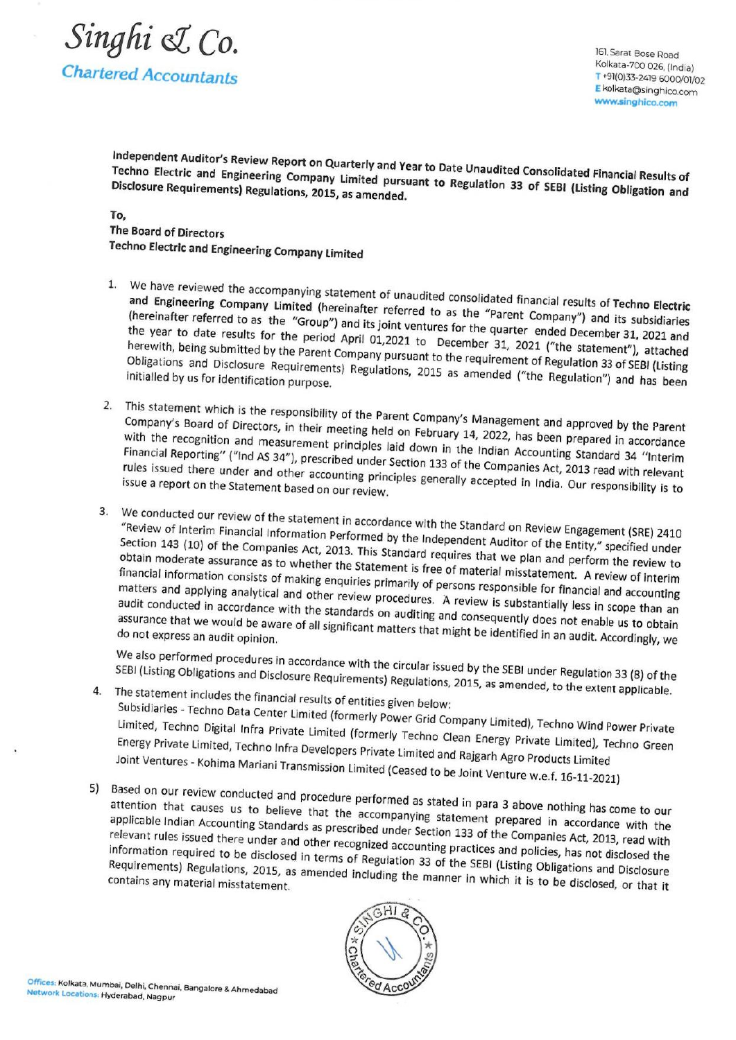# Singhi & Co.

**Chartered Accountants**

161, Sarat Bose Road
Kolkata-700 026, (India)
T +91(0)33-2419 6000/01/02
E kolkata@singhico.com
www.singhico.com

**Independent Auditor's Review Report on Quarterly and Year to Date Unaudited Consolidated Financial Results of Techno Electric and Engineering Company Limited pursuant to Regulation 33 of SEBI (Listing Obligation and Disclosure Requirements) Regulations, 2015, as amended.**

**To,**
**The Board of Directors**
**Techno Electric and Engineering Company Limited**

1. We have reviewed the accompanying statement of unaudited consolidated financial results of **Techno Electric and Engineering Company Limited** (hereinafter referred to as the "Parent Company") and its subsidiaries (hereinafter referred to as the "Group") and its joint ventures for the quarter ended December 31, 2021 and the year to date results for the period April 01,2021 to December 31, 2021 ("the statement"), attached herewith, being submitted by the Parent Company pursuant to the requirement of Regulation 33 of SEBI (Listing Obligations and Disclosure Requirements) Regulations, 2015 as amended ("the Regulation") and has been initialled by us for identification purpose.

2. This statement which is the responsibility of the Parent Company's Management and approved by the Parent Company's Board of Directors, in their meeting held on February 14, 2022, has been prepared in accordance with the recognition and measurement principles laid down in the Indian Accounting Standard 34 "Interim Financial Reporting" ("Ind AS 34"), prescribed under Section 133 of the Companies Act, 2013 read with relevant rules issued there under and other accounting principles generally accepted in India. Our responsibility is to issue a report on the Statement based on our review.

3. We conducted our review of the statement in accordance with the Standard on Review Engagement (SRE) 2410 "Review of Interim Financial Information Performed by the Independent Auditor of the Entity," specified under Section 143 (10) of the Companies Act, 2013. This Standard requires that we plan and perform the review to obtain moderate assurance as to whether the Statement is free of material misstatement. A review of interim financial information consists of making enquiries primarily of persons responsible for financial and accounting matters and applying analytical and other review procedures. A review is substantially less in scope than an audit conducted in accordance with the standards on auditing and consequently does not enable us to obtain assurance that we would be aware of all significant matters that might be identified in an audit. Accordingly, we do not express an audit opinion.

   We also performed procedures in accordance with the circular issued by the SEBI under Regulation 33 (8) of the SEBI (Listing Obligations and Disclosure Requirements) Regulations, 2015, as amended, to the extent applicable.

4. The statement includes the financial results of entities given below:
   Subsidiaries - Techno Data Center Limited (formerly Power Grid Company Limited), Techno Wind Power Private Limited, Techno Digital Infra Private Limited (formerly Techno Clean Energy Private Limited), Techno Green Energy Private Limited, Techno Infra Developers Private Limited and Rajgarh Agro Products Limited
   Joint Ventures - Kohima Mariani Transmission Limited (Ceased to be Joint Venture w.e.f. 16-11-2021)

5) Based on our review conducted and procedure performed as stated in para 3 above nothing has come to our attention that causes us to believe that the accompanying statement prepared in accordance with the applicable Indian Accounting Standards as prescribed under Section 133 of the Companies Act, 2013, read with relevant rules issued there under and other recognized accounting practices and policies, has not disclosed the information required to be disclosed in terms of Regulation 33 of the SEBI (Listing Obligations and Disclosure Requirements) Regulations, 2015, as amended including the manner in which it is to be disclosed, or that it contains any material misstatement.

Offices: Kolkata, Mumbai, Delhi, Chennai, Bangalore & Ahmedabad
Network Locations: Hyderabad, Nagpur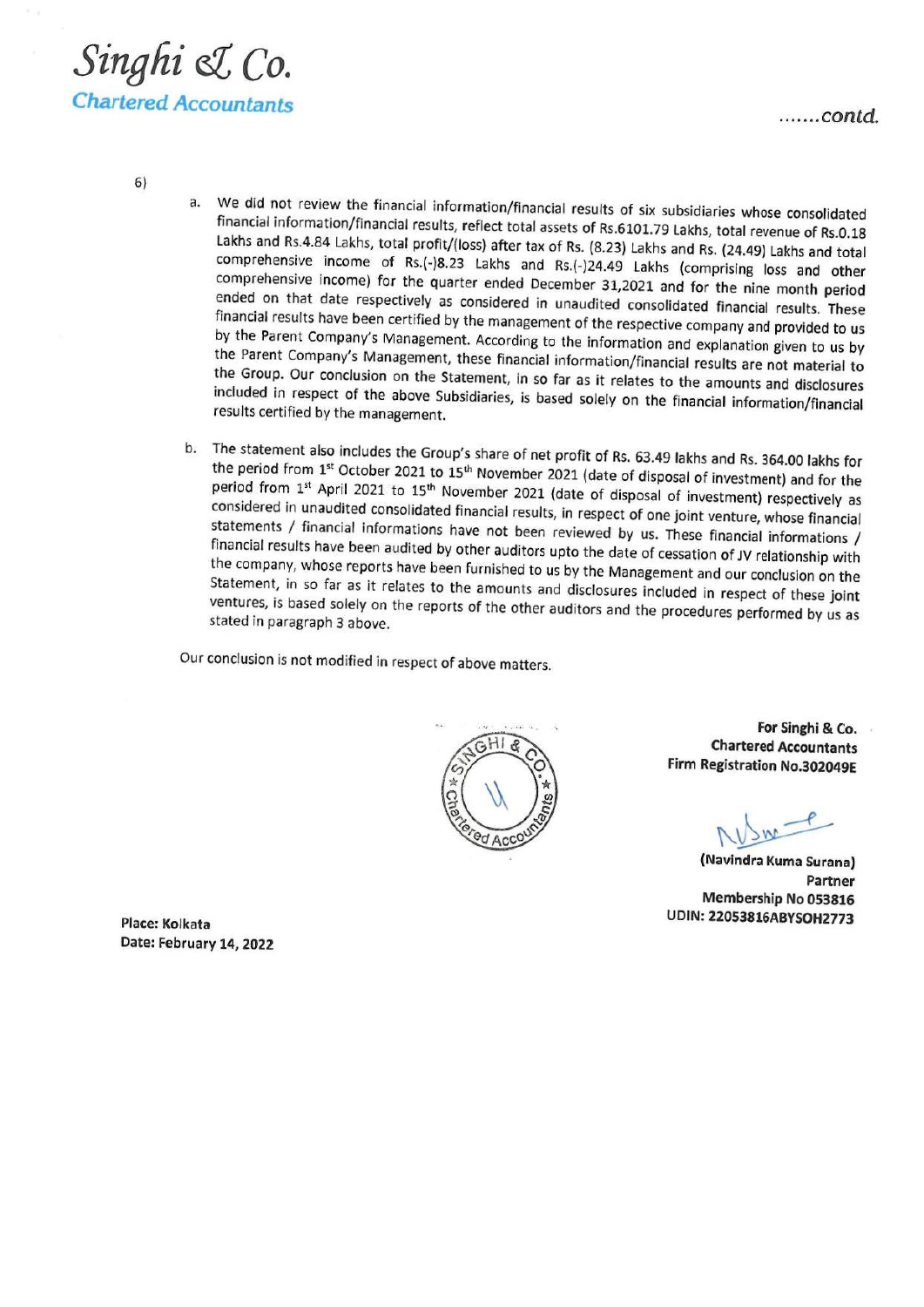# Singhi & Co.

**Chartered Accountants**

.......contd.

6)

a. We did not review the financial information/financial results of six subsidiaries whose consolidated financial information/financial results, reflect total assets of Rs.6101.79 Lakhs, total revenue of Rs.0.18 Lakhs and Rs.4.84 Lakhs, total profit/(loss) after tax of Rs. (8.23) Lakhs and Rs. (24.49) Lakhs and total comprehensive income of Rs.(-)8.23 Lakhs and Rs.(-)24.49 Lakhs (comprising loss and other comprehensive income) for the quarter ended December 31,2021 and for the nine month period ended on that date respectively as considered in unaudited consolidated financial results. These financial results have been certified by the management of the respective company and provided to us by the Parent Company's Management. According to the information and explanation given to us by the Parent Company's Management, these financial information/financial results are not material to the Group. Our conclusion on the Statement, in so far as it relates to the amounts and disclosures included in respect of the above Subsidiaries, is based solely on the financial information/financial results certified by the management.

b. The statement also includes the Group's share of net profit of Rs. 63.49 lakhs and Rs. 364.00 lakhs for the period from 1st October 2021 to 15th November 2021 (date of disposal of investment) and for the period from 1st April 2021 to 15th November 2021 (date of disposal of investment) respectively as considered in unaudited consolidated financial results, in respect of one joint venture, whose financial statements / financial informations have not been reviewed by us. These financial informations / financial results have been audited by other auditors upto the date of cessation of JV relationship with the company, whose reports have been furnished to us by the Management and our conclusion on the Statement, in so far as it relates to the amounts and disclosures included in respect of these joint ventures, is based solely on the reports of the other auditors and the procedures performed by us as stated in paragraph 3 above.

Our conclusion is not modified in respect of above matters.

For Singhi & Co.
Chartered Accountants
Firm Registration No.302049E

(Navindra Kuma Surana)
Partner
Membership No 053816
UDIN: 22053816ABYSOH2773

Place: Kolkata
Date: February 14, 2022